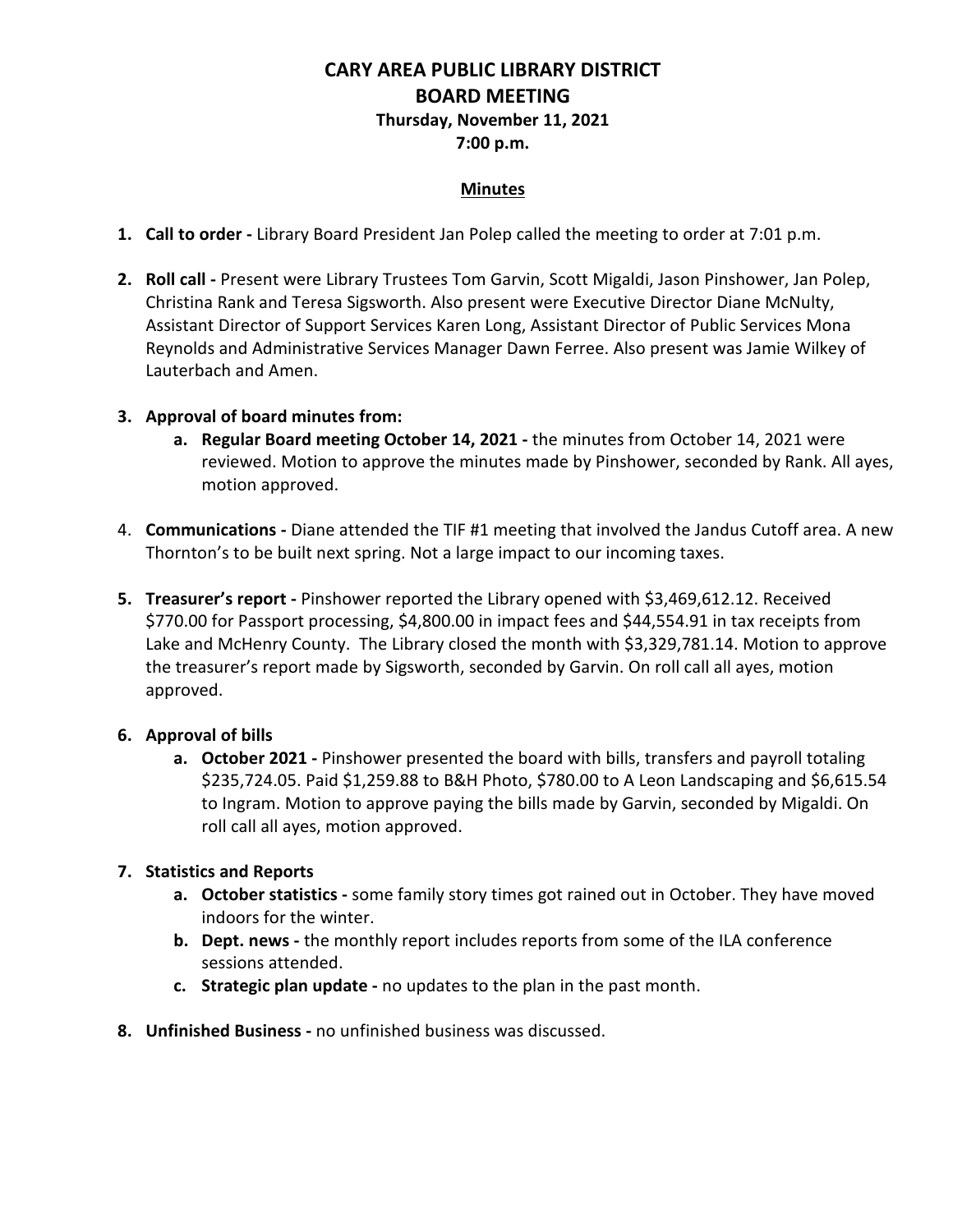# CARY AREA PUBLIC LIBRARY DISTRICT
## BOARD MEETING
### Thursday, November 11, 2021
### 7:00 p.m.

**Minutes**

1. **Call to order -** Library Board President Jan Polep called the meeting to order at 7:01 p.m.

2. **Roll call -** Present were Library Trustees Tom Garvin, Scott Migaldi, Jason Pinshower, Jan Polep, Christina Rank and Teresa Sigsworth. Also present were Executive Director Diane McNulty, Assistant Director of Support Services Karen Long, Assistant Director of Public Services Mona Reynolds and Administrative Services Manager Dawn Ferree. Also present was Jamie Wilkey of Lauterbach and Amen.

3. **Approval of board minutes from:**
   a. **Regular Board meeting October 14, 2021 -** the minutes from October 14, 2021 were reviewed. Motion to approve the minutes made by Pinshower, seconded by Rank. All ayes, motion approved.

4. **Communications -** Diane attended the TIF #1 meeting that involved the Jandus Cutoff area. A new Thornton's to be built next spring. Not a large impact to our incoming taxes.

5. **Treasurer's report -** Pinshower reported the Library opened with $3,469,612.12. Received $770.00 for Passport processing, $4,800.00 in impact fees and $44,554.91 in tax receipts from Lake and McHenry County. The Library closed the month with $3,329,781.14. Motion to approve the treasurer's report made by Sigsworth, seconded by Garvin. On roll call all ayes, motion approved.

6. **Approval of bills**
   a. **October 2021 -** Pinshower presented the board with bills, transfers and payroll totaling $235,724.05. Paid $1,259.88 to B&H Photo, $780.00 to A Leon Landscaping and $6,615.54 to Ingram. Motion to approve paying the bills made by Garvin, seconded by Migaldi. On roll call all ayes, motion approved.

7. **Statistics and Reports**
   a. **October statistics -** some family story times got rained out in October. They have moved indoors for the winter.
   b. **Dept. news -** the monthly report includes reports from some of the ILA conference sessions attended.
   c. **Strategic plan update -** no updates to the plan in the past month.

8. **Unfinished Business -** no unfinished business was discussed.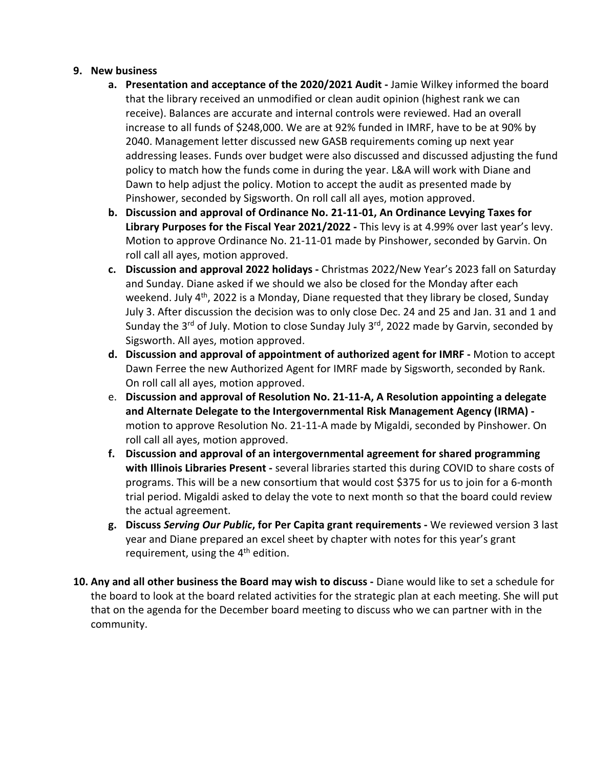9. **New business**
    a. **Presentation and acceptance of the 2020/2021 Audit -** Jamie Wilkey informed the board that the library received an unmodified or clean audit opinion (highest rank we can receive). Balances are accurate and internal controls were reviewed. Had an overall increase to all funds of $248,000. We are at 92% funded in IMRF, have to be at 90% by 2040. Management letter discussed new GASB requirements coming up next year addressing leases. Funds over budget were also discussed and discussed adjusting the fund policy to match how the funds come in during the year. L&A will work with Diane and Dawn to help adjust the policy. Motion to accept the audit as presented made by Pinshower, seconded by Sigsworth. On roll call all ayes, motion approved.
    b. **Discussion and approval of Ordinance No. 21-11-01, An Ordinance Levying Taxes for Library Purposes for the Fiscal Year 2021/2022 -** This levy is at 4.99% over last year's levy. Motion to approve Ordinance No. 21-11-01 made by Pinshower, seconded by Garvin. On roll call all ayes, motion approved.
    c. **Discussion and approval 2022 holidays -** Christmas 2022/New Year's 2023 fall on Saturday and Sunday. Diane asked if we should we also be closed for the Monday after each weekend. July 4th, 2022 is a Monday, Diane requested that they library be closed, Sunday July 3. After discussion the decision was to only close Dec. 24 and 25 and Jan. 31 and 1 and Sunday the 3rd of July. Motion to close Sunday July 3rd, 2022 made by Garvin, seconded by Sigsworth. All ayes, motion approved.
    d. **Discussion and approval of appointment of authorized agent for IMRF -** Motion to accept Dawn Ferree the new Authorized Agent for IMRF made by Sigsworth, seconded by Rank. On roll call all ayes, motion approved.
    e. **Discussion and approval of Resolution No. 21-11-A, A Resolution appointing a delegate and Alternate Delegate to the Intergovernmental Risk Management Agency (IRMA) -** motion to approve Resolution No. 21-11-A made by Migaldi, seconded by Pinshower. On roll call all ayes, motion approved.
    f. **Discussion and approval of an intergovernmental agreement for shared programming with Illinois Libraries Present -** several libraries started this during COVID to share costs of programs. This will be a new consortium that would cost $375 for us to join for a 6-month trial period. Migaldi asked to delay the vote to next month so that the board could review the actual agreement.
    g. **Discuss *Serving Our Public*, for Per Capita grant requirements -** We reviewed version 3 last year and Diane prepared an excel sheet by chapter with notes for this year's grant requirement, using the 4th edition.

10. **Any and all other business the Board may wish to discuss -** Diane would like to set a schedule for the board to look at the board related activities for the strategic plan at each meeting. She will put that on the agenda for the December board meeting to discuss who we can partner with in the community.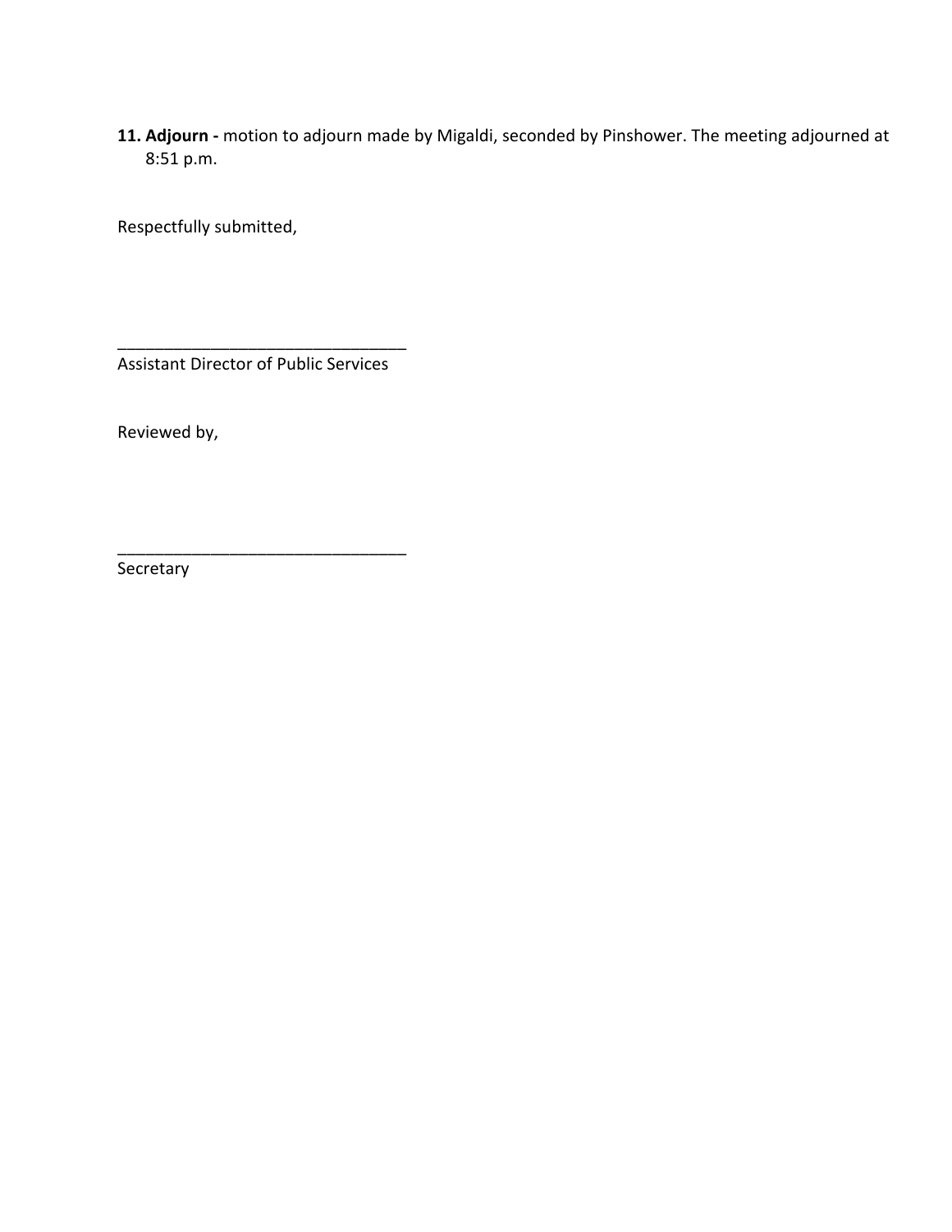**11. Adjourn -** motion to adjourn made by Migaldi, seconded by Pinshower. The meeting adjourned at 8:51 p.m.

Respectfully submitted,

_______________________________
Assistant Director of Public Services

Reviewed by,

_______________________________
Secretary